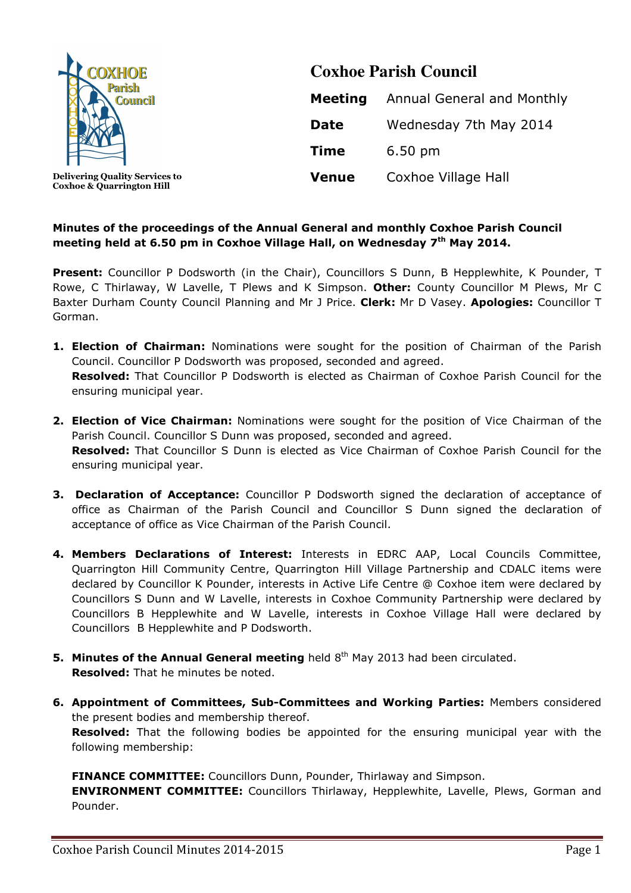Delivering Quality Services to Coxhoe & Quarrington Hill

# Coxhoe Parish Council

| | |
|---|---|
| **Meeting** | Annual General and Monthly |
| **Date** | Wednesday 7th May 2014 |
| **Time** | 6.50 pm |
| **Venue** | Coxhoe Village Hall |

**Minutes of the proceedings of the Annual General and monthly Coxhoe Parish Council meeting held at 6.50 pm in Coxhoe Village Hall, on Wednesday 7th May 2014.**

**Present:** Councillor P Dodsworth (in the Chair), Councillors S Dunn, B Hepplewhite, K Pounder, T Rowe, C Thirlaway, W Lavelle, T Plews and K Simpson. **Other:** County Councillor M Plews, Mr C Baxter Durham County Council Planning and Mr J Price. **Clerk:** Mr D Vasey. **Apologies:** Councillor T Gorman.

1. **Election of Chairman:** Nominations were sought for the position of Chairman of the Parish Council. Councillor P Dodsworth was proposed, seconded and agreed.
   **Resolved:** That Councillor P Dodsworth is elected as Chairman of Coxhoe Parish Council for the ensuring municipal year.

2. **Election of Vice Chairman:** Nominations were sought for the position of Vice Chairman of the Parish Council. Councillor S Dunn was proposed, seconded and agreed.
   **Resolved:** That Councillor S Dunn is elected as Vice Chairman of Coxhoe Parish Council for the ensuring municipal year.

3. **Declaration of Acceptance:** Councillor P Dodsworth signed the declaration of acceptance of office as Chairman of the Parish Council and Councillor S Dunn signed the declaration of acceptance of office as Vice Chairman of the Parish Council.

4. **Members Declarations of Interest:** Interests in EDRC AAP, Local Councils Committee, Quarrington Hill Community Centre, Quarrington Hill Village Partnership and CDALC items were declared by Councillor K Pounder, interests in Active Life Centre @ Coxhoe item were declared by Councillors S Dunn and W Lavelle, interests in Coxhoe Community Partnership were declared by Councillors B Hepplewhite and W Lavelle, interests in Coxhoe Village Hall were declared by Councillors B Hepplewhite and P Dodsworth.

5. **Minutes of the Annual General meeting** held 8th May 2013 had been circulated.
   **Resolved:** That he minutes be noted.

6. **Appointment of Committees, Sub-Committees and Working Parties:** Members considered the present bodies and membership thereof.
   **Resolved:** That the following bodies be appointed for the ensuring municipal year with the following membership:

   **FINANCE COMMITTEE:** Councillors Dunn, Pounder, Thirlaway and Simpson.
   **ENVIRONMENT COMMITTEE:** Councillors Thirlaway, Hepplewhite, Lavelle, Plews, Gorman and Pounder.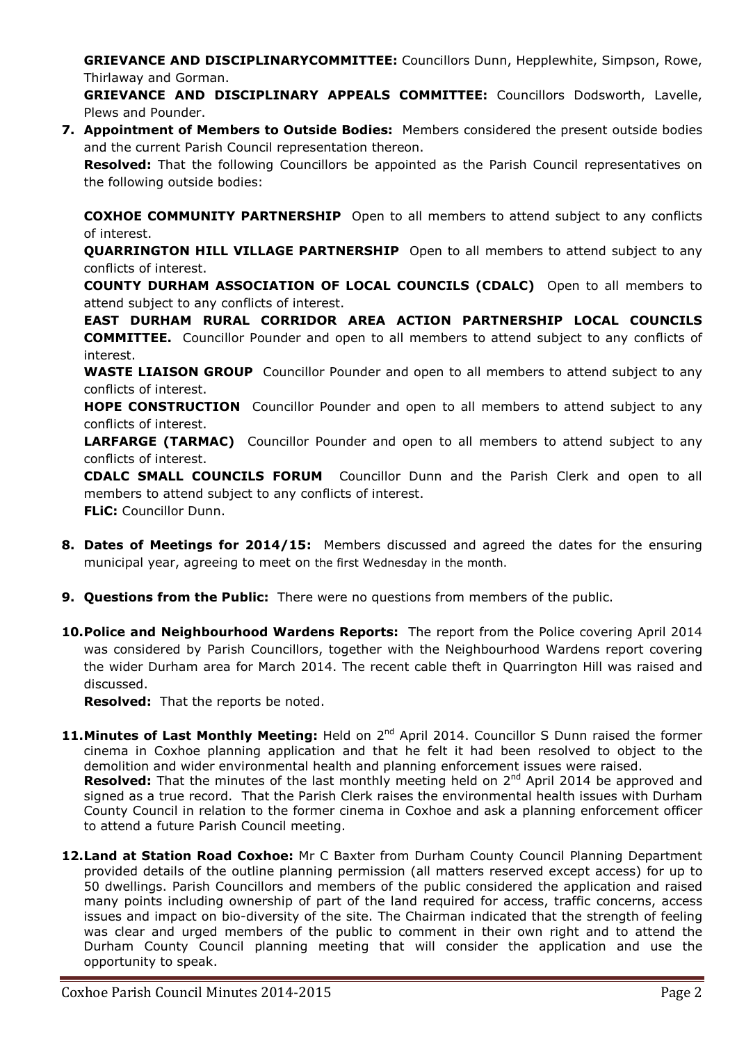**GRIEVANCE AND DISCIPLINARYCOMMITTEE:** Councillors Dunn, Hepplewhite, Simpson, Rowe, Thirlaway and Gorman.

**GRIEVANCE AND DISCIPLINARY APPEALS COMMITTEE:** Councillors Dodsworth, Lavelle, Plews and Pounder.

**7. Appointment of Members to Outside Bodies:** Members considered the present outside bodies and the current Parish Council representation thereon.

**Resolved:** That the following Councillors be appointed as the Parish Council representatives on the following outside bodies:

**COXHOE COMMUNITY PARTNERSHIP** Open to all members to attend subject to any conflicts of interest.

**QUARRINGTON HILL VILLAGE PARTNERSHIP** Open to all members to attend subject to any conflicts of interest.

**COUNTY DURHAM ASSOCIATION OF LOCAL COUNCILS (CDALC)** Open to all members to attend subject to any conflicts of interest.

**EAST DURHAM RURAL CORRIDOR AREA ACTION PARTNERSHIP LOCAL COUNCILS COMMITTEE.** Councillor Pounder and open to all members to attend subject to any conflicts of interest.

**WASTE LIAISON GROUP** Councillor Pounder and open to all members to attend subject to any conflicts of interest.

**HOPE CONSTRUCTION** Councillor Pounder and open to all members to attend subject to any conflicts of interest.

**LARFARGE (TARMAC)** Councillor Pounder and open to all members to attend subject to any conflicts of interest.

**CDALC SMALL COUNCILS FORUM** Councillor Dunn and the Parish Clerk and open to all members to attend subject to any conflicts of interest.

**FLiC:** Councillor Dunn.

**8. Dates of Meetings for 2014/15:** Members discussed and agreed the dates for the ensuring municipal year, agreeing to meet on the first Wednesday in the month.

**9. Questions from the Public:** There were no questions from members of the public.

**10. Police and Neighbourhood Wardens Reports:** The report from the Police covering April 2014 was considered by Parish Councillors, together with the Neighbourhood Wardens report covering the wider Durham area for March 2014. The recent cable theft in Quarrington Hill was raised and discussed.

**Resolved:** That the reports be noted.

**11. Minutes of Last Monthly Meeting:** Held on 2nd April 2014. Councillor S Dunn raised the former cinema in Coxhoe planning application and that he felt it had been resolved to object to the demolition and wider environmental health and planning enforcement issues were raised.

**Resolved:** That the minutes of the last monthly meeting held on 2nd April 2014 be approved and signed as a true record. That the Parish Clerk raises the environmental health issues with Durham County Council in relation to the former cinema in Coxhoe and ask a planning enforcement officer to attend a future Parish Council meeting.

**12. Land at Station Road Coxhoe:** Mr C Baxter from Durham County Council Planning Department provided details of the outline planning permission (all matters reserved except access) for up to 50 dwellings. Parish Councillors and members of the public considered the application and raised many points including ownership of part of the land required for access, traffic concerns, access issues and impact on bio-diversity of the site. The Chairman indicated that the strength of feeling was clear and urged members of the public to comment in their own right and to attend the Durham County Council planning meeting that will consider the application and use the opportunity to speak.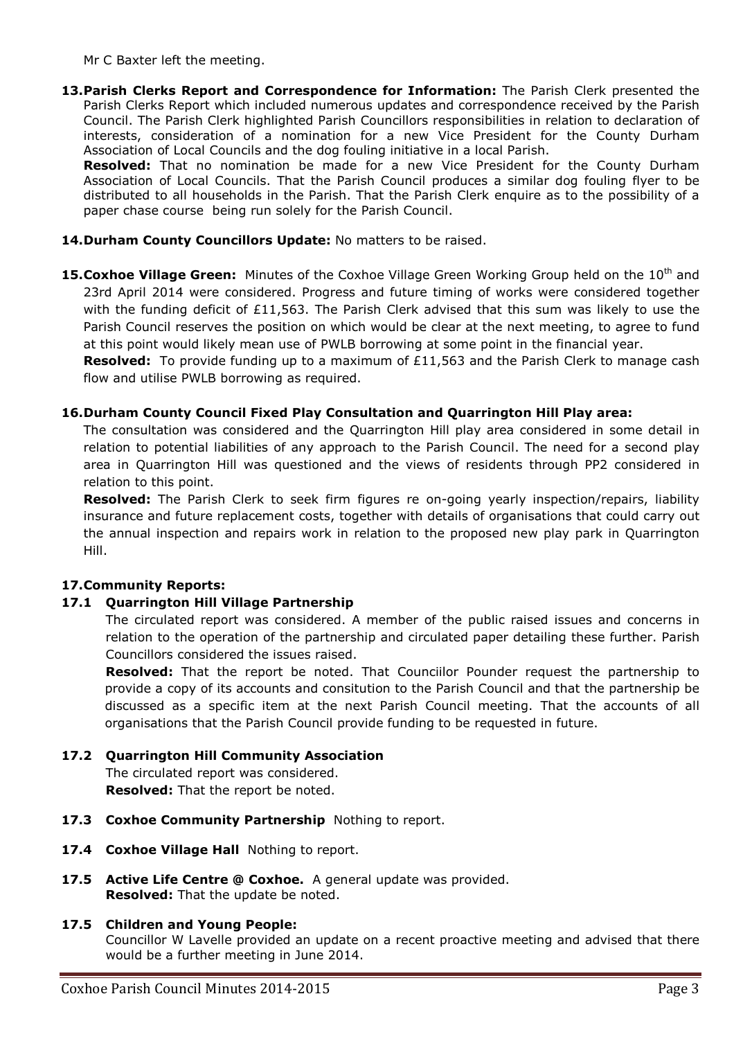Mr C Baxter left the meeting.

**13. Parish Clerks Report and Correspondence for Information:** The Parish Clerk presented the Parish Clerks Report which included numerous updates and correspondence received by the Parish Council. The Parish Clerk highlighted Parish Councillors responsibilities in relation to declaration of interests, consideration of a nomination for a new Vice President for the County Durham Association of Local Councils and the dog fouling initiative in a local Parish.

**Resolved:** That no nomination be made for a new Vice President for the County Durham Association of Local Councils. That the Parish Council produces a similar dog fouling flyer to be distributed to all households in the Parish. That the Parish Clerk enquire as to the possibility of a paper chase course being run solely for the Parish Council.

**14. Durham County Councillors Update:** No matters to be raised.

**15. Coxhoe Village Green:** Minutes of the Coxhoe Village Green Working Group held on the 10th and 23rd April 2014 were considered. Progress and future timing of works were considered together with the funding deficit of £11,563. The Parish Clerk advised that this sum was likely to use the Parish Council reserves the position on which would be clear at the next meeting, to agree to fund at this point would likely mean use of PWLB borrowing at some point in the financial year.

**Resolved:** To provide funding up to a maximum of £11,563 and the Parish Clerk to manage cash flow and utilise PWLB borrowing as required.

**16. Durham County Council Fixed Play Consultation and Quarrington Hill Play area:**

The consultation was considered and the Quarrington Hill play area considered in some detail in relation to potential liabilities of any approach to the Parish Council. The need for a second play area in Quarrington Hill was questioned and the views of residents through PP2 considered in relation to this point.

**Resolved:** The Parish Clerk to seek firm figures re on-going yearly inspection/repairs, liability insurance and future replacement costs, together with details of organisations that could carry out the annual inspection and repairs work in relation to the proposed new play park in Quarrington Hill.

**17. Community Reports:**

**17.1 Quarrington Hill Village Partnership**

The circulated report was considered. A member of the public raised issues and concerns in relation to the operation of the partnership and circulated paper detailing these further. Parish Councillors considered the issues raised.

**Resolved:** That the report be noted. That Counciilor Pounder request the partnership to provide a copy of its accounts and consitution to the Parish Council and that the partnership be discussed as a specific item at the next Parish Council meeting. That the accounts of all organisations that the Parish Council provide funding to be requested in future.

**17.2 Quarrington Hill Community Association**

The circulated report was considered.
**Resolved:** That the report be noted.

**17.3 Coxhoe Community Partnership** Nothing to report.

**17.4 Coxhoe Village Hall** Nothing to report.

**17.5 Active Life Centre @ Coxhoe.** A general update was provided.
**Resolved:** That the update be noted.

**17.5 Children and Young People:**

Councillor W Lavelle provided an update on a recent proactive meeting and advised that there would be a further meeting in June 2014.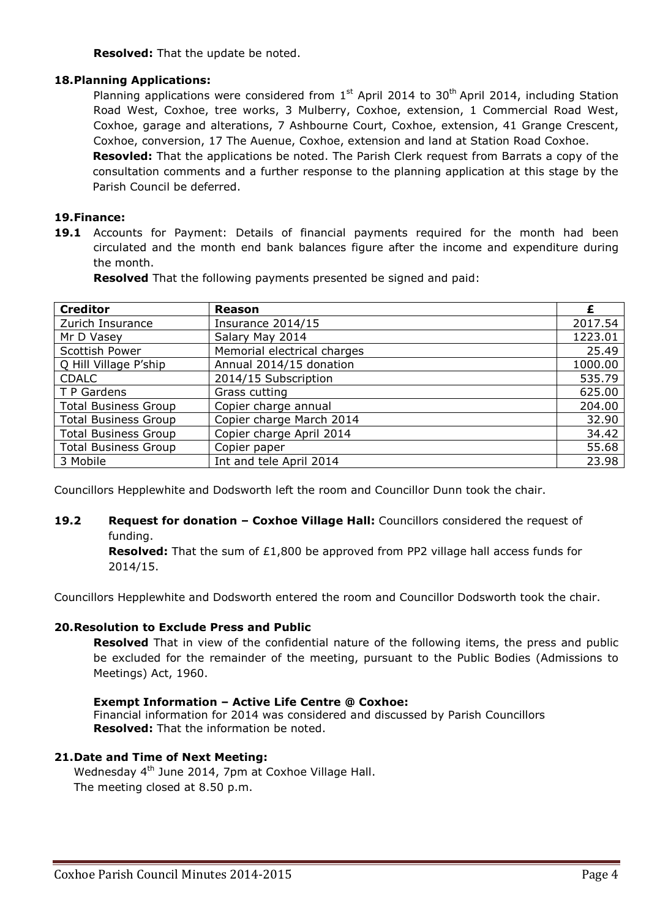**Resolved:** That the update be noted.

### 18. Planning Applications:

Planning applications were considered from 1st April 2014 to 30th April 2014, including Station Road West, Coxhoe, tree works, 3 Mulberry, Coxhoe, extension, 1 Commercial Road West, Coxhoe, garage and alterations, 7 Ashbourne Court, Coxhoe, extension, 41 Grange Crescent, Coxhoe, conversion, 17 The Auenue, Coxhoe, extension and land at Station Road Coxhoe.

**Resovled:** That the applications be noted. The Parish Clerk request from Barrats a copy of the consultation comments and a further response to the planning application at this stage by the Parish Council be deferred.

### 19. Finance:

**19.1** Accounts for Payment: Details of financial payments required for the month had been circulated and the month end bank balances figure after the income and expenditure during the month.

**Resolved** That the following payments presented be signed and paid:

| Creditor | Reason | £ |
|---|---|---|
| Zurich Insurance | Insurance 2014/15 | 2017.54 |
| Mr D Vasey | Salary May 2014 | 1223.01 |
| Scottish Power | Memorial electrical charges | 25.49 |
| Q Hill Village P'ship | Annual 2014/15 donation | 1000.00 |
| CDALC | 2014/15 Subscription | 535.79 |
| T P Gardens | Grass cutting | 625.00 |
| Total Business Group | Copier charge annual | 204.00 |
| Total Business Group | Copier charge March 2014 | 32.90 |
| Total Business Group | Copier charge April 2014 | 34.42 |
| Total Business Group | Copier paper | 55.68 |
| 3 Mobile | Int and tele April 2014 | 23.98 |

Councillors Hepplewhite and Dodsworth left the room and Councillor Dunn took the chair.

**19.2 Request for donation – Coxhoe Village Hall:** Councillors considered the request of funding.

**Resolved:** That the sum of £1,800 be approved from PP2 village hall access funds for 2014/15.

Councillors Hepplewhite and Dodsworth entered the room and Councillor Dodsworth took the chair.

### 20. Resolution to Exclude Press and Public

**Resolved** That in view of the confidential nature of the following items, the press and public be excluded for the remainder of the meeting, pursuant to the Public Bodies (Admissions to Meetings) Act, 1960.

**Exempt Information – Active Life Centre @ Coxhoe:**
Financial information for 2014 was considered and discussed by Parish Councillors
**Resolved:** That the information be noted.

### 21. Date and Time of Next Meeting:

Wednesday 4th June 2014, 7pm at Coxhoe Village Hall.
The meeting closed at 8.50 p.m.